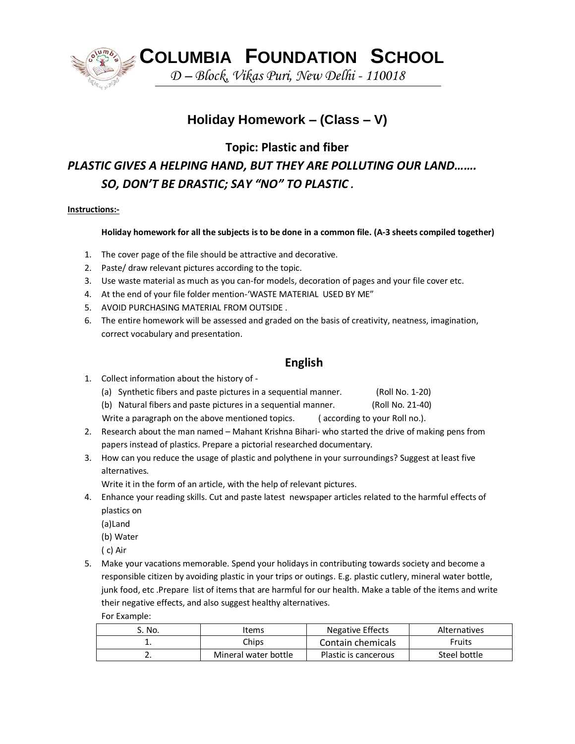# COLUMBIA FOUNDATION SCHOOL

*D – Block, Vikas Puri, New Delhi - 110018*

## Holiday Homework – (Class – V)

### Topic: Plastic and fiber

***PLASTIC GIVES A HELPING HAND, BUT THEY ARE POLLUTING OUR LAND……. SO, DON'T BE DRASTIC; SAY "NO" TO PLASTIC .***

**Instructions:-**

**Holiday homework for all the subjects is to be done in a common file. (A-3 sheets compiled together)**

1. The cover page of the file should be attractive and decorative.
2. Paste/ draw relevant pictures according to the topic.
3. Use waste material as much as you can-for models, decoration of pages and your file cover etc.
4. At the end of your file folder mention-'WASTE MATERIAL USED BY ME"
5. AVOID PURCHASING MATERIAL FROM OUTSIDE .
6. The entire homework will be assessed and graded on the basis of creativity, neatness, imagination, correct vocabulary and presentation.

## English

1. Collect information about the history of -
   (a) Synthetic fibers and paste pictures in a sequential manner. (Roll No. 1-20)
   (b) Natural fibers and paste pictures in a sequential manner. (Roll No. 21-40)
   Write a paragraph on the above mentioned topics. ( according to your Roll no.).
2. Research about the man named – Mahant Krishna Bihari- who started the drive of making pens from papers instead of plastics. Prepare a pictorial researched documentary.
3. How can you reduce the usage of plastic and polythene in your surroundings? Suggest at least five alternatives.
   Write it in the form of an article, with the help of relevant pictures.
4. Enhance your reading skills. Cut and paste latest newspaper articles related to the harmful effects of plastics on
   (a)Land
   (b) Water
   ( c) Air
5. Make your vacations memorable. Spend your holidays in contributing towards society and become a responsible citizen by avoiding plastic in your trips or outings. E.g. plastic cutlery, mineral water bottle, junk food, etc .Prepare list of items that are harmful for our health. Make a table of the items and write their negative effects, and also suggest healthy alternatives.
   For Example:

| S. No. | Items | Negative Effects | Alternatives |
| --- | --- | --- | --- |
| 1. | Chips | Contain chemicals | Fruits |
| 2. | Mineral water bottle | Plastic is cancerous | Steel bottle |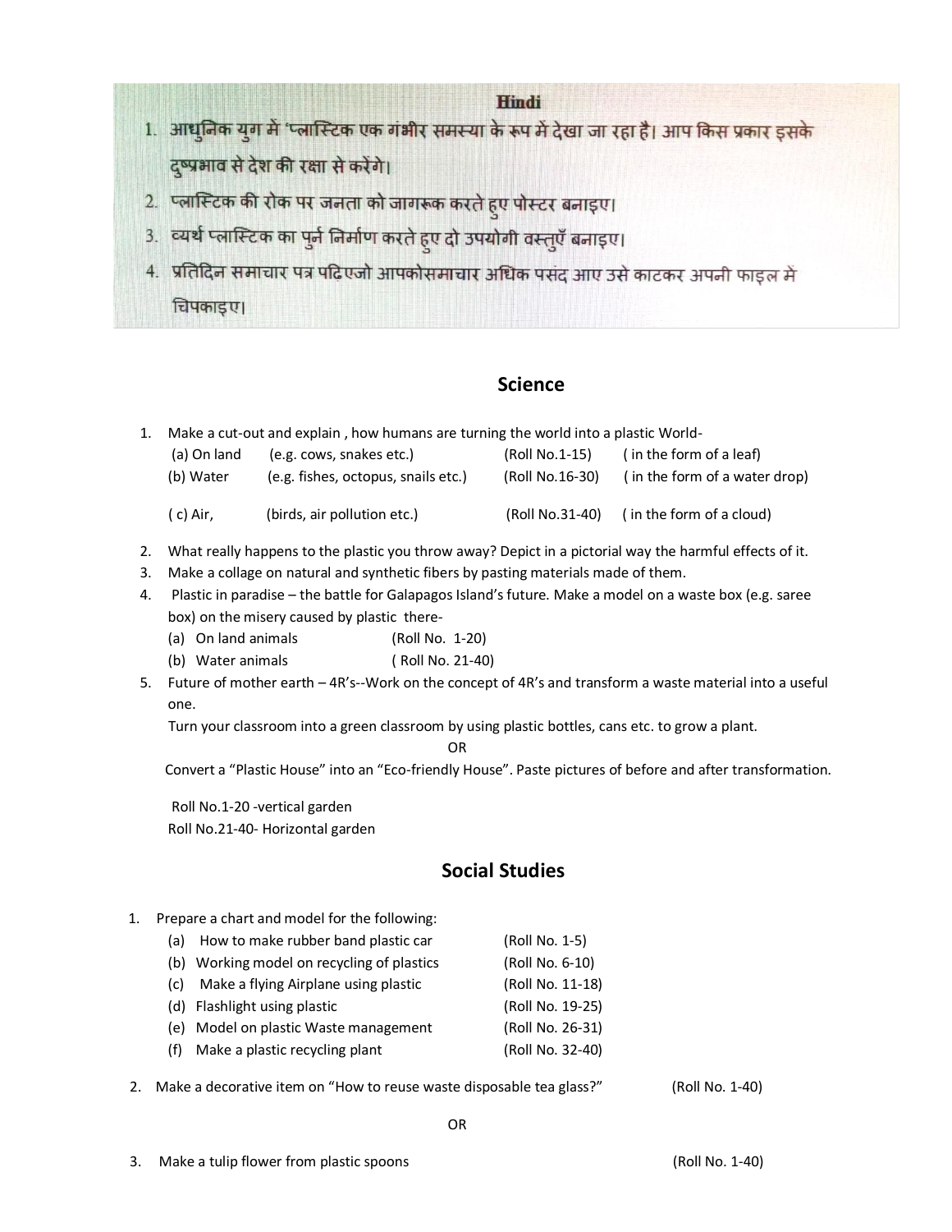## Hindi

1. आधुनिक युग में 'प्लास्टिक एक गंभीर समस्या के रूप में देखा जा रहा है। आप किस प्रकार इसके दुष्प्रभाव से देश की रक्षा से करेंगे।
2. प्लास्टिक की रोक पर जनता को जागरूक करते हुए पोस्टर बनाइए।
3. व्यर्थ प्लास्टिक का पुर्न निर्माण करते हुए दो उपयोगी वस्तुएँ बनाइए।
4. प्रतिदिन समाचार पत्र पढ़िएजो आपकोसमाचार अधिक पसंद आए उसे काटकर अपनी फाइल में चिपकाइए।

## Science

1. Make a cut-out and explain , how humans are turning the world into a plastic World-
   - (a) On land (e.g. cows, snakes etc.) (Roll No.1-15) ( in the form of a leaf)
   - (b) Water (e.g. fishes, octopus, snails etc.) (Roll No.16-30) ( in the form of a water drop)
   - ( c) Air, (birds, air pollution etc.) (Roll No.31-40) ( in the form of a cloud)
2. What really happens to the plastic you throw away? Depict in a pictorial way the harmful effects of it.
3. Make a collage on natural and synthetic fibers by pasting materials made of them.
4. Plastic in paradise – the battle for Galapagos Island's future. Make a model on a waste box (e.g. saree box) on the misery caused by plastic there-
   - (a) On land animals (Roll No. 1-20)
   - (b) Water animals ( Roll No. 21-40)
5. Future of mother earth – 4R's--Work on the concept of 4R's and transform a waste material into a useful one.

   Turn your classroom into a green classroom by using plastic bottles, cans etc. to grow a plant.

   OR

   Convert a "Plastic House" into an "Eco-friendly House". Paste pictures of before and after transformation.

   Roll No.1-20 -vertical garden
   Roll No.21-40- Horizontal garden

## Social Studies

1. Prepare a chart and model for the following:
   - (a) How to make rubber band plastic car (Roll No. 1-5)
   - (b) Working model on recycling of plastics (Roll No. 6-10)
   - (c) Make a flying Airplane using plastic (Roll No. 11-18)
   - (d) Flashlight using plastic (Roll No. 19-25)
   - (e) Model on plastic Waste management (Roll No. 26-31)
   - (f) Make a plastic recycling plant (Roll No. 32-40)
2. Make a decorative item on "How to reuse waste disposable tea glass?" (Roll No. 1-40)

   OR

3. Make a tulip flower from plastic spoons (Roll No. 1-40)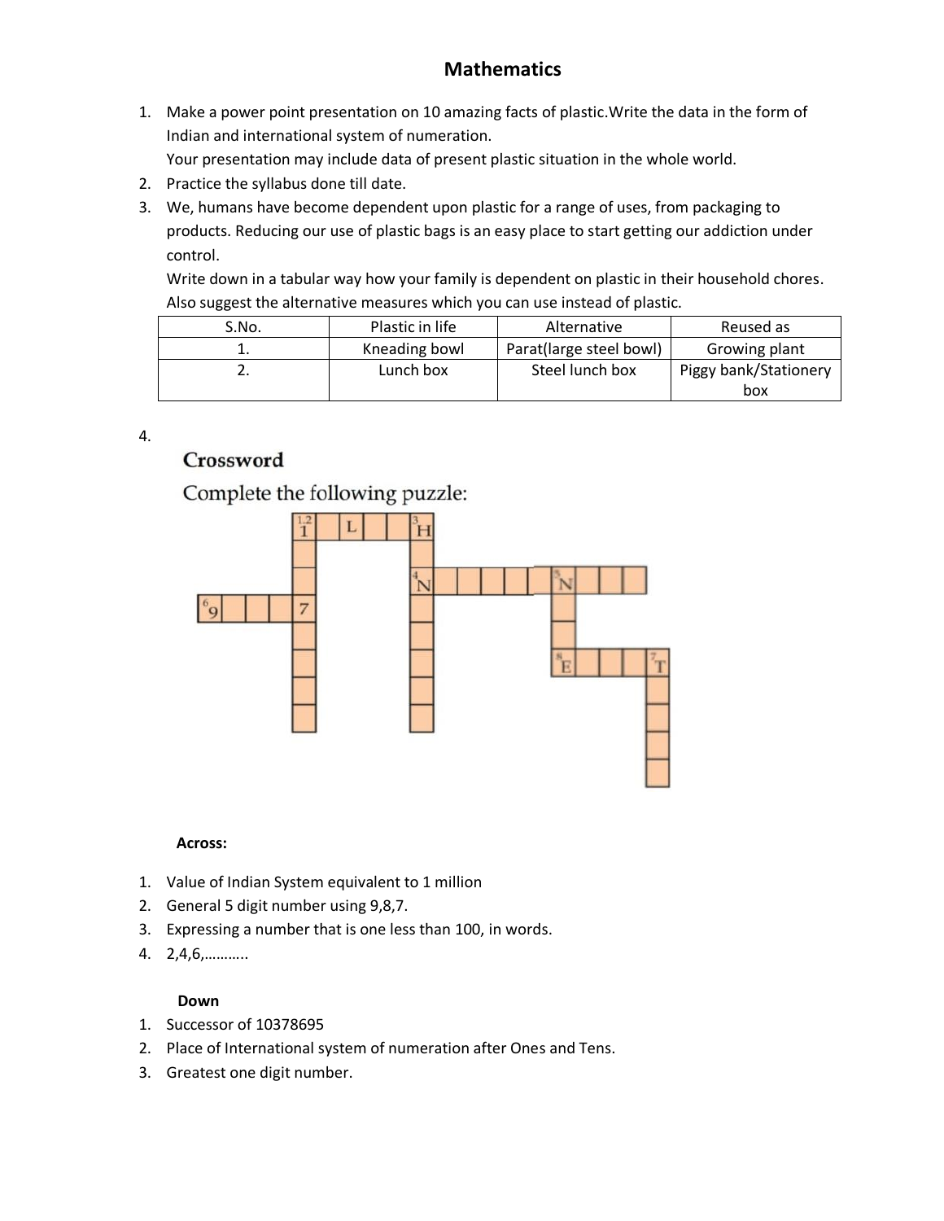# Mathematics

1. Make a power point presentation on 10 amazing facts of plastic.Write the data in the form of Indian and international system of numeration.
   Your presentation may include data of present plastic situation in the whole world.
2. Practice the syllabus done till date.
3. We, humans have become dependent upon plastic for a range of uses, from packaging to products. Reducing our use of plastic bags is an easy place to start getting our addiction under control.
   Write down in a tabular way how your family is dependent on plastic in their household chores. Also suggest the alternative measures which you can use instead of plastic.

| S.No. | Plastic in life | Alternative | Reused as |
|---|---|---|---|
| 1. | Kneading bowl | Parat(large steel bowl) | Growing plant |
| 2. | Lunch box | Steel lunch box | Piggy bank/Stationery box |

4.

**Crossword**

Complete the following puzzle:

1.2 1 L 3 H
4 N 5 N
6 9 7
8 E 7 T

**Across:**

1. Value of Indian System equivalent to 1 million
2. General 5 digit number using 9,8,7.
3. Expressing a number that is one less than 100, in words.
4. 2,4,6,………..

**Down**

1. Successor of 10378695
2. Place of International system of numeration after Ones and Tens.
3. Greatest one digit number.